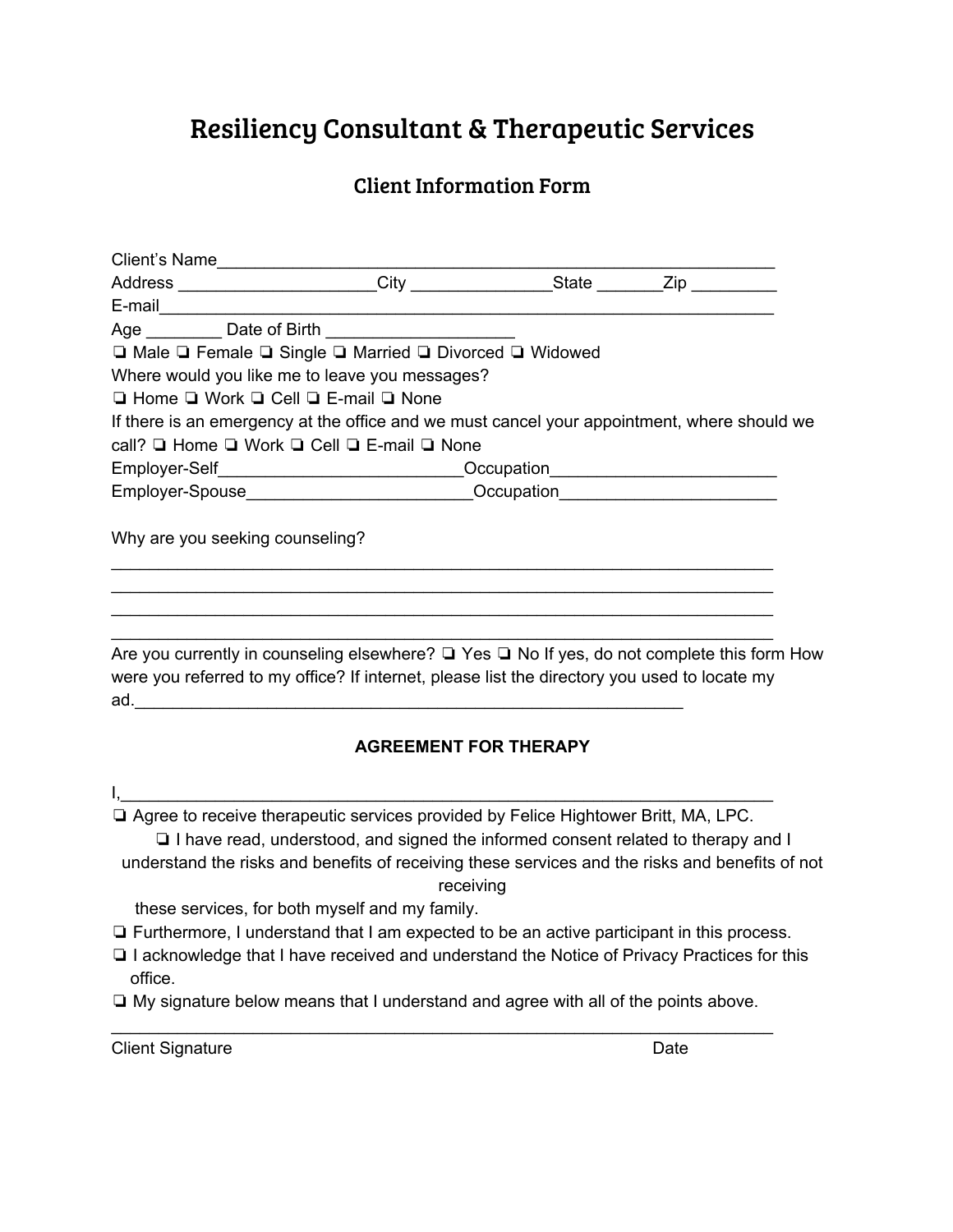# Resiliency Consultant & Therapeutic Services

## Client Information Form

Client's Name___________________________________________________________

Address _____________________City _______________State _______Zip _________

E-mail_________________________________________________________________

Age ________ Date of Birth ____________________

❏ Male ❏ Female ❏ Single ❏ Married ❏ Divorced ❏ Widowed

Where would you like me to leave you messages?

❏ Home ❏ Work ❏ Cell ❏ E-mail ❏ None

If there is an emergency at the office and we must cancel your appointment, where should we call? ❏ Home ❏ Work ❏ Cell ❏ E-mail ❏ None

Employer-Self__________________________Occupation________________________

Employer-Spouse________________________Occupation_______________________

Why are you seeking counseling?

________________________________________________________________________

________________________________________________________________________

________________________________________________________________________

________________________________________________________________________

Are you currently in counseling elsewhere? ❏ Yes ❏ No If yes, do not complete this form How were you referred to my office? If internet, please list the directory you used to locate my ad.____________________________________________________________

**AGREEMENT FOR THERAPY**

I,______________________________________________________________________

❏ Agree to receive therapeutic services provided by Felice Hightower Britt, MA, LPC.

❏ I have read, understood, and signed the informed consent related to therapy and I understand the risks and benefits of receiving these services and the risks and benefits of not receiving these services, for both myself and my family.

❏ Furthermore, I understand that I am expected to be an active participant in this process.

❏ I acknowledge that I have received and understand the Notice of Privacy Practices for this office.

❏ My signature below means that I understand and agree with all of the points above.

________________________________________________________________________

Client Signature Date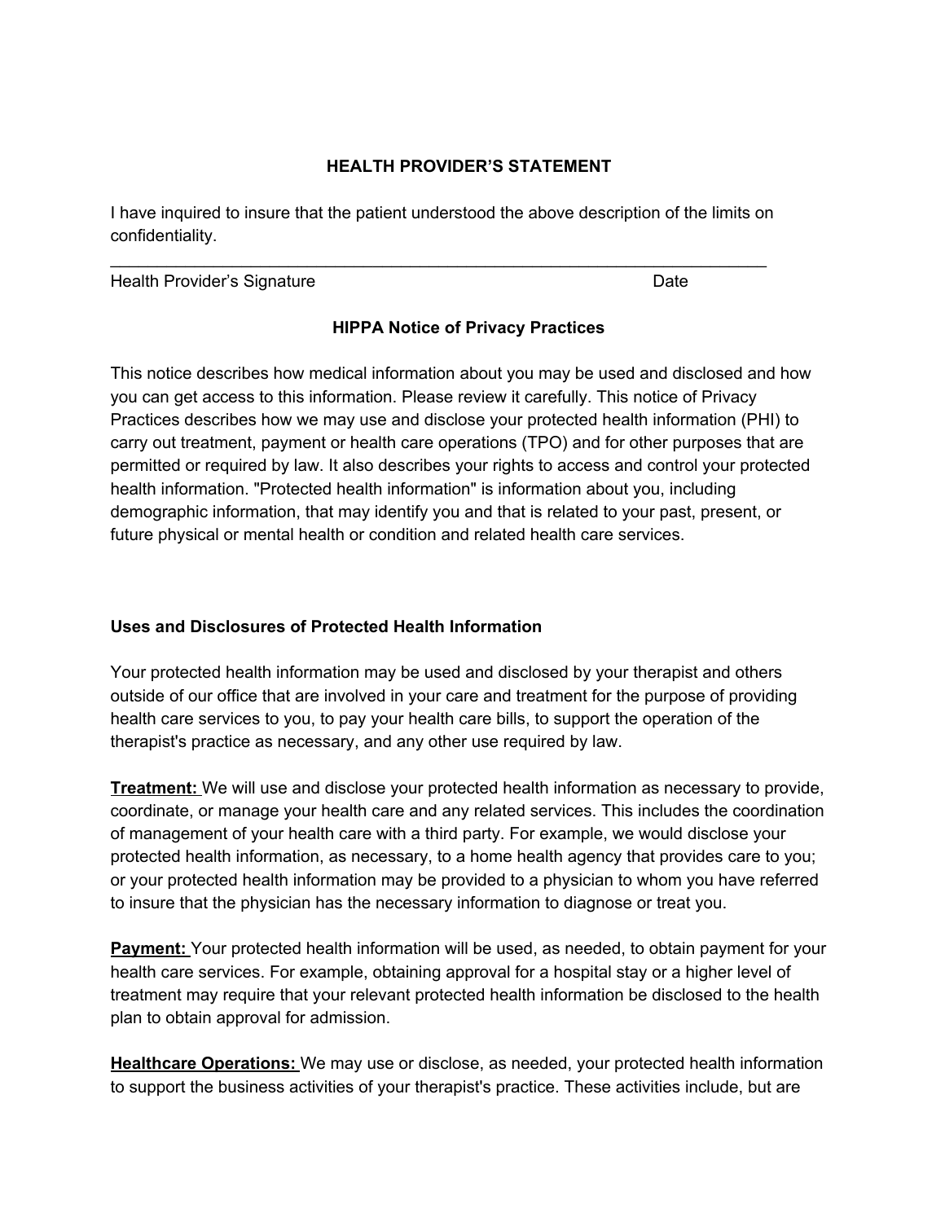## HEALTH PROVIDER'S STATEMENT

I have inquired to insure that the patient understood the above description of the limits on confidentiality.

\_\_\_\_\_\_\_\_\_\_\_\_\_\_\_\_\_\_\_\_\_\_\_\_\_\_\_\_\_\_\_\_\_\_\_\_\_\_\_\_\_\_\_\_\_\_\_\_\_\_\_\_\_\_\_\_\_\_\_\_\_\_\_\_\_\_\_\_\_\_\_\_\_\_

Health Provider's Signature                                                                 Date

## HIPPA Notice of Privacy Practices

This notice describes how medical information about you may be used and disclosed and how you can get access to this information. Please review it carefully. This notice of Privacy Practices describes how we may use and disclose your protected health information (PHI) to carry out treatment, payment or health care operations (TPO) and for other purposes that are permitted or required by law. It also describes your rights to access and control your protected health information. "Protected health information" is information about you, including demographic information, that may identify you and that is related to your past, present, or future physical or mental health or condition and related health care services.

### Uses and Disclosures of Protected Health Information

Your protected health information may be used and disclosed by your therapist and others outside of our office that are involved in your care and treatment for the purpose of providing health care services to you, to pay your health care bills, to support the operation of the therapist's practice as necessary, and any other use required by law.

**Treatment:** We will use and disclose your protected health information as necessary to provide, coordinate, or manage your health care and any related services. This includes the coordination of management of your health care with a third party. For example, we would disclose your protected health information, as necessary, to a home health agency that provides care to you; or your protected health information may be provided to a physician to whom you have referred to insure that the physician has the necessary information to diagnose or treat you.

**Payment:** Your protected health information will be used, as needed, to obtain payment for your health care services. For example, obtaining approval for a hospital stay or a higher level of treatment may require that your relevant protected health information be disclosed to the health plan to obtain approval for admission.

**Healthcare Operations:** We may use or disclose, as needed, your protected health information to support the business activities of your therapist's practice. These activities include, but are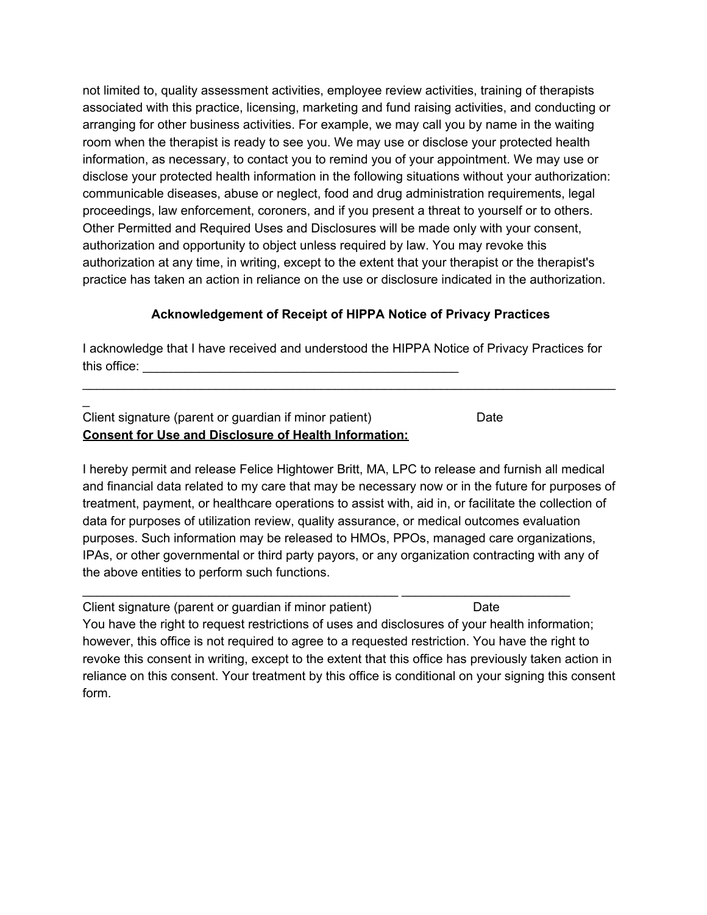not limited to, quality assessment activities, employee review activities, training of therapists associated with this practice, licensing, marketing and fund raising activities, and conducting or arranging for other business activities. For example, we may call you by name in the waiting room when the therapist is ready to see you. We may use or disclose your protected health information, as necessary, to contact you to remind you of your appointment. We may use or disclose your protected health information in the following situations without your authorization: communicable diseases, abuse or neglect, food and drug administration requirements, legal proceedings, law enforcement, coroners, and if you present a threat to yourself or to others. Other Permitted and Required Uses and Disclosures will be made only with your consent, authorization and opportunity to object unless required by law. You may revoke this authorization at any time, in writing, except to the extent that your therapist or the therapist's practice has taken an action in reliance on the use or disclosure indicated in the authorization.

**Acknowledgement of Receipt of HIPPA Notice of Privacy Practices**

I acknowledge that I have received and understood the HIPPA Notice of Privacy Practices for this office: _______________________________________________

_______________________________________________________________________________

Client signature (parent or guardian if minor patient)                    Date

**Consent for Use and Disclosure of Health Information:**

I hereby permit and release Felice Hightower Britt, MA, LPC to release and furnish all medical and financial data related to my care that may be necessary now or in the future for purposes of treatment, payment, or healthcare operations to assist with, aid in, or facilitate the collection of data for purposes of utilization review, quality assurance, or medical outcomes evaluation purposes. Such information may be released to HMOs, PPOs, managed care organizations, IPAs, or other governmental or third party payors, or any organization contracting with any of the above entities to perform such functions.

_______________________________________________ ________________________

Client signature (parent or guardian if minor patient)                    Date

You have the right to request restrictions of uses and disclosures of your health information; however, this office is not required to agree to a requested restriction. You have the right to revoke this consent in writing, except to the extent that this office has previously taken action in reliance on this consent. Your treatment by this office is conditional on your signing this consent form.